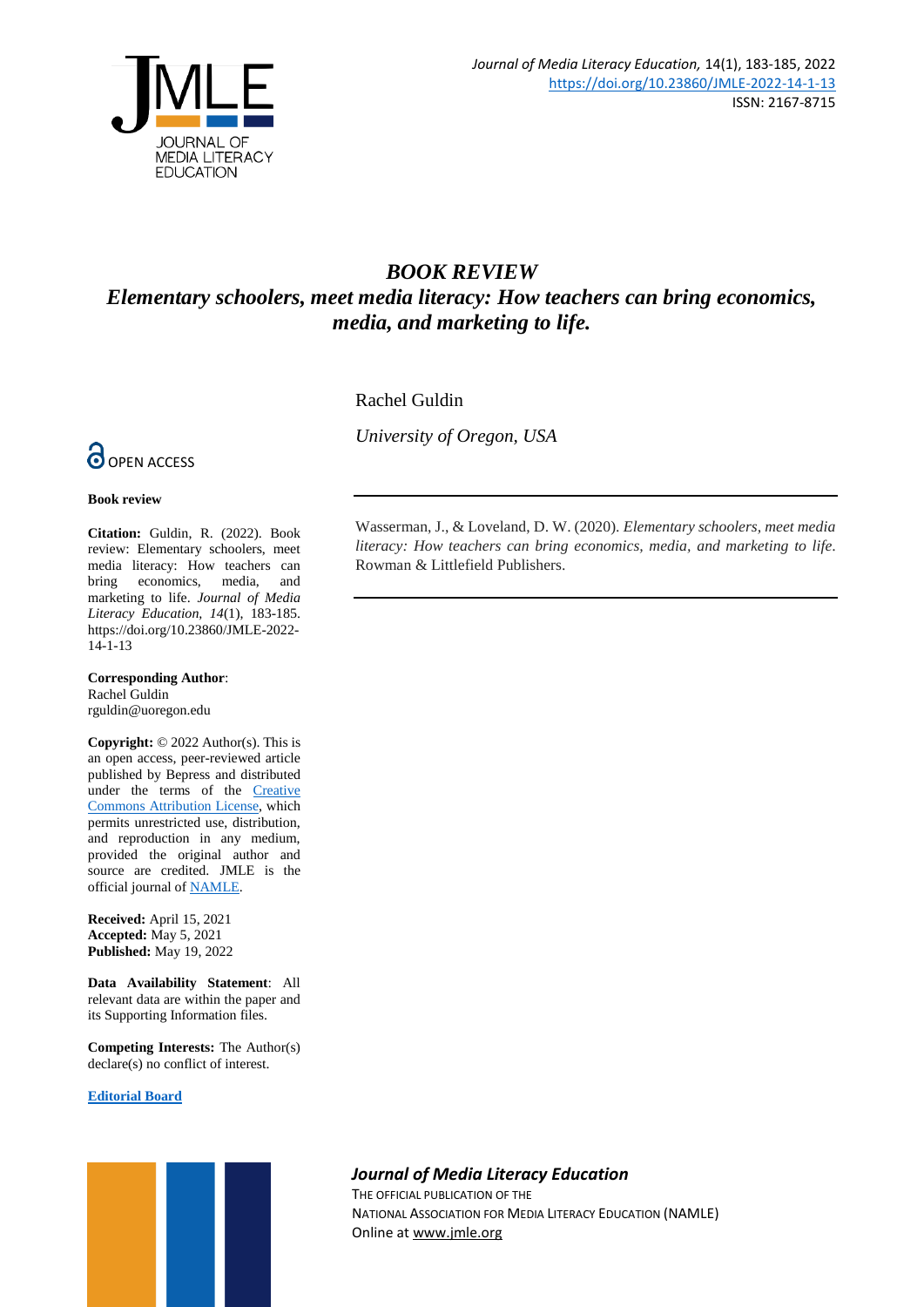# *BOOK REVIEW*

## *Elementary schoolers, meet media literacy: How teachers can bring economics, media, and marketing to life.*

Rachel Guldin

*University of Oregon, USA*

OPEN ACCESS

**Book review**

**Citation:** Guldin, R. (2022). Book review: Elementary schoolers, meet media literacy: How teachers can bring economics, media, and marketing to life. *Journal of Media Literacy Education, 14*(1), 183-185. https://doi.org/10.23860/JMLE-2022-14-1-13

**Corresponding Author**: Rachel Guldin rguldin@uoregon.edu

**Copyright:** © 2022 Author(s). This is an open access, peer-reviewed article published by Bepress and distributed under the terms of the Creative Commons Attribution License, which permits unrestricted use, distribution, and reproduction in any medium, provided the original author and source are credited. JMLE is the official journal of NAMLE.

**Received:** April 15, 2021
**Accepted:** May 5, 2021
**Published:** May 19, 2022

**Data Availability Statement**: All relevant data are within the paper and its Supporting Information files.

**Competing Interests:** The Author(s) declare(s) no conflict of interest.

**Editorial Board**

---

Wasserman, J., & Loveland, D. W. (2020). *Elementary schoolers, meet media literacy: How teachers can bring economics, media, and marketing to life.* Rowman & Littlefield Publishers.

---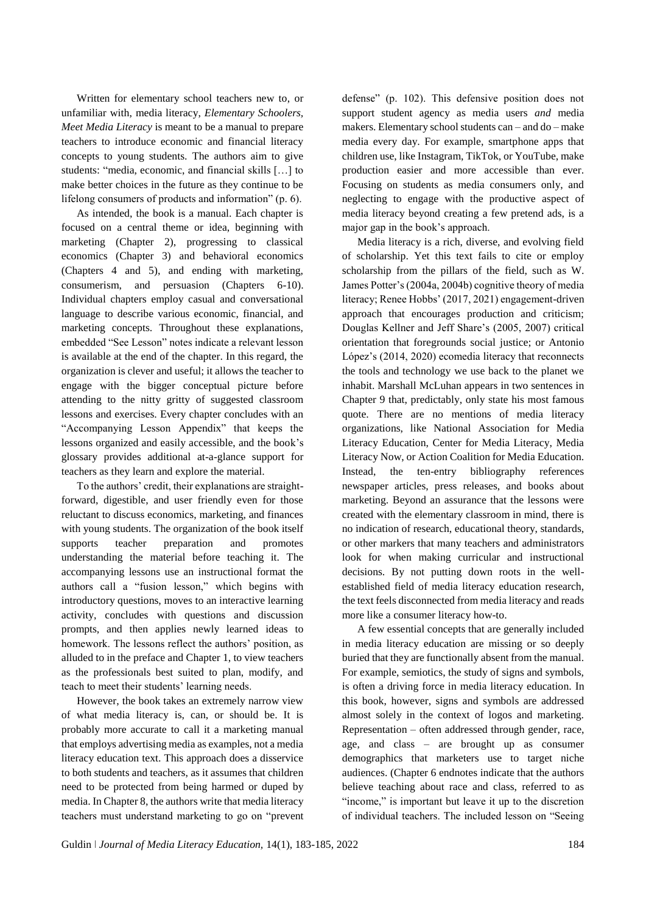Written for elementary school teachers new to, or unfamiliar with, media literacy, *Elementary Schoolers, Meet Media Literacy* is meant to be a manual to prepare teachers to introduce economic and financial literacy concepts to young students. The authors aim to give students: "media, economic, and financial skills […] to make better choices in the future as they continue to be lifelong consumers of products and information" (p. 6).

As intended, the book is a manual. Each chapter is focused on a central theme or idea, beginning with marketing (Chapter 2), progressing to classical economics (Chapter 3) and behavioral economics (Chapters 4 and 5), and ending with marketing, consumerism, and persuasion (Chapters 6-10). Individual chapters employ casual and conversational language to describe various economic, financial, and marketing concepts. Throughout these explanations, embedded "See Lesson" notes indicate a relevant lesson is available at the end of the chapter. In this regard, the organization is clever and useful; it allows the teacher to engage with the bigger conceptual picture before attending to the nitty gritty of suggested classroom lessons and exercises. Every chapter concludes with an "Accompanying Lesson Appendix" that keeps the lessons organized and easily accessible, and the book's glossary provides additional at-a-glance support for teachers as they learn and explore the material.

To the authors' credit, their explanations are straightforward, digestible, and user friendly even for those reluctant to discuss economics, marketing, and finances with young students. The organization of the book itself supports teacher preparation and promotes understanding the material before teaching it. The accompanying lessons use an instructional format the authors call a "fusion lesson," which begins with introductory questions, moves to an interactive learning activity, concludes with questions and discussion prompts, and then applies newly learned ideas to homework. The lessons reflect the authors' position, as alluded to in the preface and Chapter 1, to view teachers as the professionals best suited to plan, modify, and teach to meet their students' learning needs.

However, the book takes an extremely narrow view of what media literacy is, can, or should be. It is probably more accurate to call it a marketing manual that employs advertising media as examples, not a media literacy education text. This approach does a disservice to both students and teachers, as it assumes that children need to be protected from being harmed or duped by media. In Chapter 8, the authors write that media literacy teachers must understand marketing to go on "prevent defense" (p. 102). This defensive position does not support student agency as media users *and* media makers. Elementary school students can – and do – make media every day. For example, smartphone apps that children use, like Instagram, TikTok, or YouTube, make production easier and more accessible than ever. Focusing on students as media consumers only, and neglecting to engage with the productive aspect of media literacy beyond creating a few pretend ads, is a major gap in the book's approach.

Media literacy is a rich, diverse, and evolving field of scholarship. Yet this text fails to cite or employ scholarship from the pillars of the field, such as W. James Potter's (2004a, 2004b) cognitive theory of media literacy; Renee Hobbs' (2017, 2021) engagement-driven approach that encourages production and criticism; Douglas Kellner and Jeff Share's (2005, 2007) critical orientation that foregrounds social justice; or Antonio López's (2014, 2020) ecomedia literacy that reconnects the tools and technology we use back to the planet we inhabit. Marshall McLuhan appears in two sentences in Chapter 9 that, predictably, only state his most famous quote. There are no mentions of media literacy organizations, like National Association for Media Literacy Education, Center for Media Literacy, Media Literacy Now, or Action Coalition for Media Education. Instead, the ten-entry bibliography references newspaper articles, press releases, and books about marketing. Beyond an assurance that the lessons were created with the elementary classroom in mind, there is no indication of research, educational theory, standards, or other markers that many teachers and administrators look for when making curricular and instructional decisions. By not putting down roots in the well-established field of media literacy education research, the text feels disconnected from media literacy and reads more like a consumer literacy how-to.

A few essential concepts that are generally included in media literacy education are missing or so deeply buried that they are functionally absent from the manual. For example, semiotics, the study of signs and symbols, is often a driving force in media literacy education. In this book, however, signs and symbols are addressed almost solely in the context of logos and marketing. Representation – often addressed through gender, race, age, and class – are brought up as consumer demographics that marketers use to target niche audiences. (Chapter 6 endnotes indicate that the authors believe teaching about race and class, referred to as "income," is important but leave it up to the discretion of individual teachers. The included lesson on "Seeing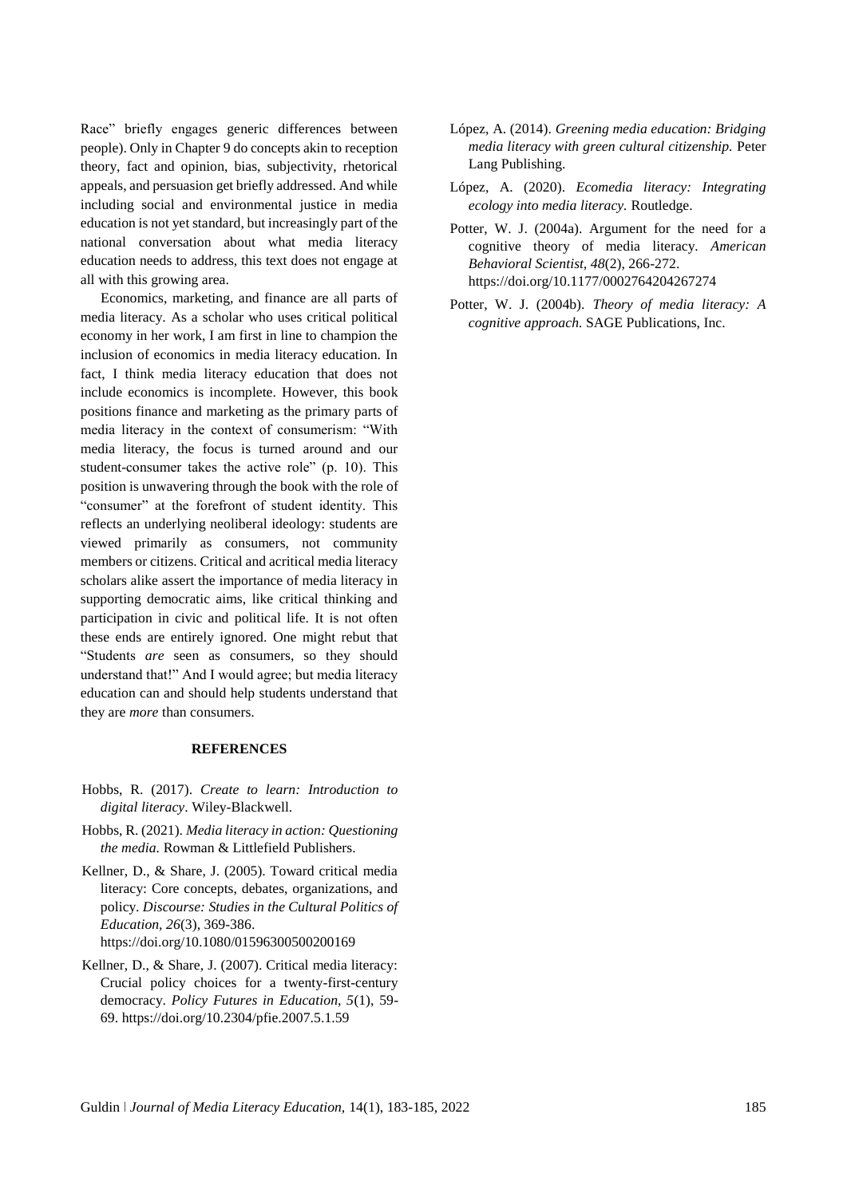Race" briefly engages generic differences between people). Only in Chapter 9 do concepts akin to reception theory, fact and opinion, bias, subjectivity, rhetorical appeals, and persuasion get briefly addressed. And while including social and environmental justice in media education is not yet standard, but increasingly part of the national conversation about what media literacy education needs to address, this text does not engage at all with this growing area.

Economics, marketing, and finance are all parts of media literacy. As a scholar who uses critical political economy in her work, I am first in line to champion the inclusion of economics in media literacy education. In fact, I think media literacy education that does not include economics is incomplete. However, this book positions finance and marketing as the primary parts of media literacy in the context of consumerism: "With media literacy, the focus is turned around and our student-consumer takes the active role" (p. 10). This position is unwavering through the book with the role of "consumer" at the forefront of student identity. This reflects an underlying neoliberal ideology: students are viewed primarily as consumers, not community members or citizens. Critical and acritical media literacy scholars alike assert the importance of media literacy in supporting democratic aims, like critical thinking and participation in civic and political life. It is not often these ends are entirely ignored. One might rebut that "Students *are* seen as consumers, so they should understand that!" And I would agree; but media literacy education can and should help students understand that they are *more* than consumers.

## REFERENCES

Hobbs, R. (2017). *Create to learn: Introduction to digital literacy*. Wiley-Blackwell.

Hobbs, R. (2021). *Media literacy in action: Questioning the media.* Rowman & Littlefield Publishers.

Kellner, D., & Share, J. (2005). Toward critical media literacy: Core concepts, debates, organizations, and policy. *Discourse: Studies in the Cultural Politics of Education, 26*(3), 369-386. https://doi.org/10.1080/01596300500200169

Kellner, D., & Share, J. (2007). Critical media literacy: Crucial policy choices for a twenty-first-century democracy. *Policy Futures in Education, 5*(1), 59-69. https://doi.org/10.2304/pfie.2007.5.1.59

López, A. (2014). *Greening media education: Bridging media literacy with green cultural citizenship.* Peter Lang Publishing.

López, A. (2020). *Ecomedia literacy: Integrating ecology into media literacy.* Routledge.

Potter, W. J. (2004a). Argument for the need for a cognitive theory of media literacy. *American Behavioral Scientist, 48*(2), 266-272. https://doi.org/10.1177/0002764204267274

Potter, W. J. (2004b). *Theory of media literacy: A cognitive approach.* SAGE Publications, Inc.